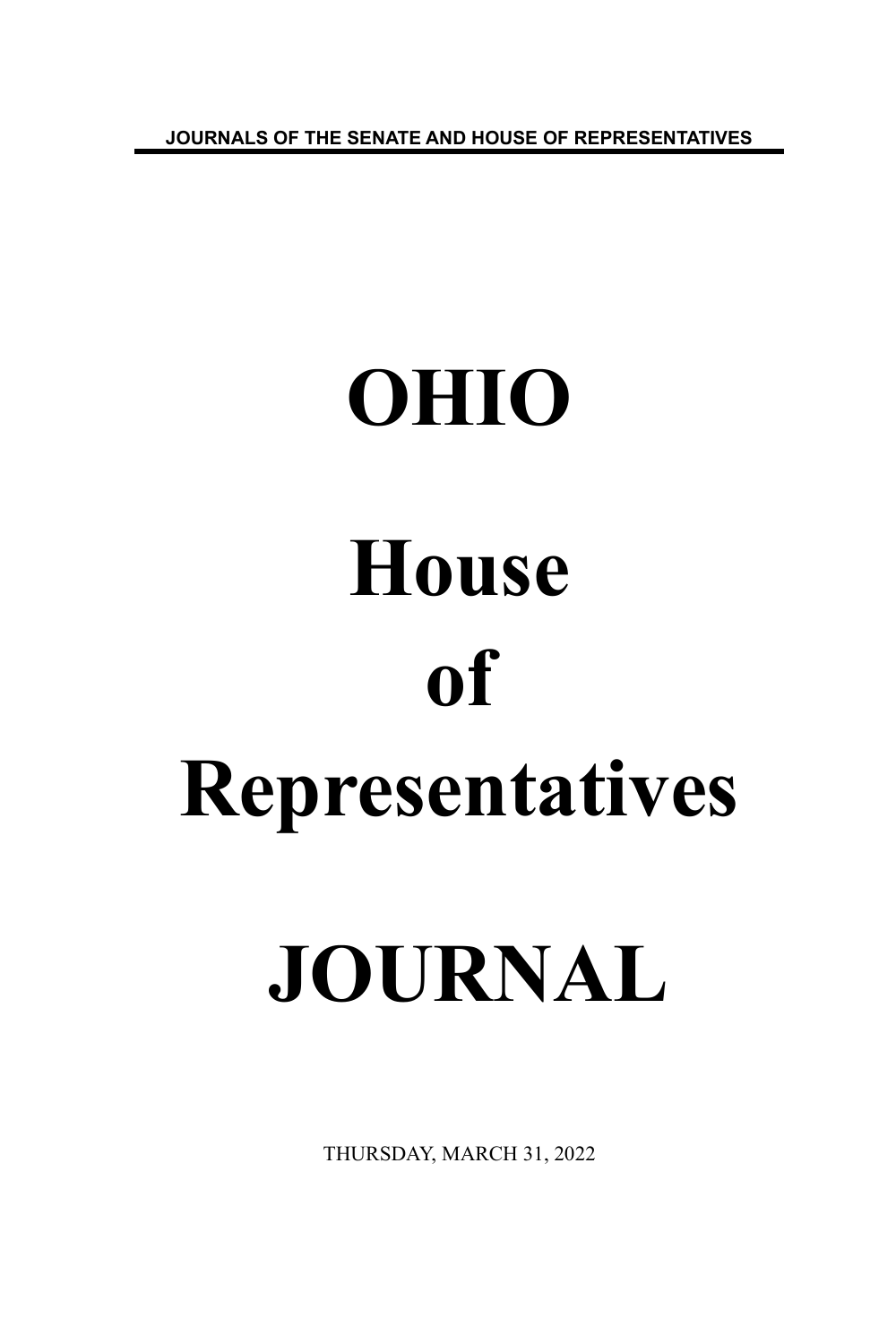JOURNALS OF THE SENATE AND HOUSE OF REPRESENTATIVES

# OHIO

# House

# of

# Representatives

# JOURNAL

THURSDAY, MARCH 31, 2022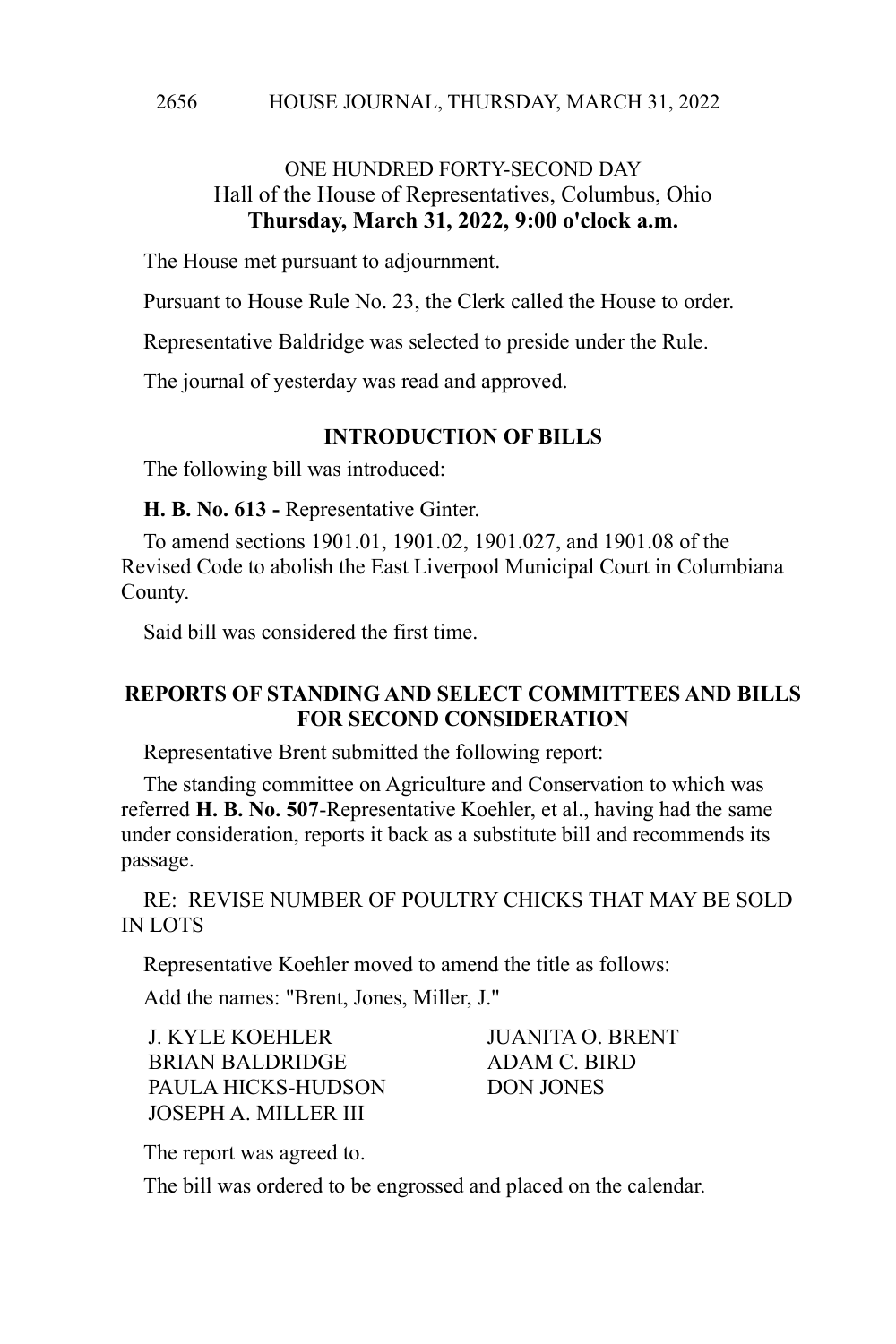ONE HUNDRED FORTY-SECOND DAY
Hall of the House of Representatives, Columbus, Ohio
**Thursday, March 31, 2022, 9:00 o'clock a.m.**

The House met pursuant to adjournment.

Pursuant to House Rule No. 23, the Clerk called the House to order.

Representative Baldridge was selected to preside under the Rule.

The journal of yesterday was read and approved.

**INTRODUCTION OF BILLS**

The following bill was introduced:

**H. B. No. 613 -** Representative Ginter.

To amend sections 1901.01, 1901.02, 1901.027, and 1901.08 of the Revised Code to abolish the East Liverpool Municipal Court in Columbiana County.

Said bill was considered the first time.

**REPORTS OF STANDING AND SELECT COMMITTEES AND BILLS FOR SECOND CONSIDERATION**

Representative Brent submitted the following report:

The standing committee on Agriculture and Conservation to which was referred **H. B. No. 507**-Representative Koehler, et al., having had the same under consideration, reports it back as a substitute bill and recommends its passage.

RE: REVISE NUMBER OF POULTRY CHICKS THAT MAY BE SOLD IN LOTS

Representative Koehler moved to amend the title as follows:

Add the names: "Brent, Jones, Miller, J."

J. KYLE KOEHLER
JUANITA O. BRENT
BRIAN BALDRIDGE
ADAM C. BIRD
PAULA HICKS-HUDSON
DON JONES
JOSEPH A. MILLER III

The report was agreed to.

The bill was ordered to be engrossed and placed on the calendar.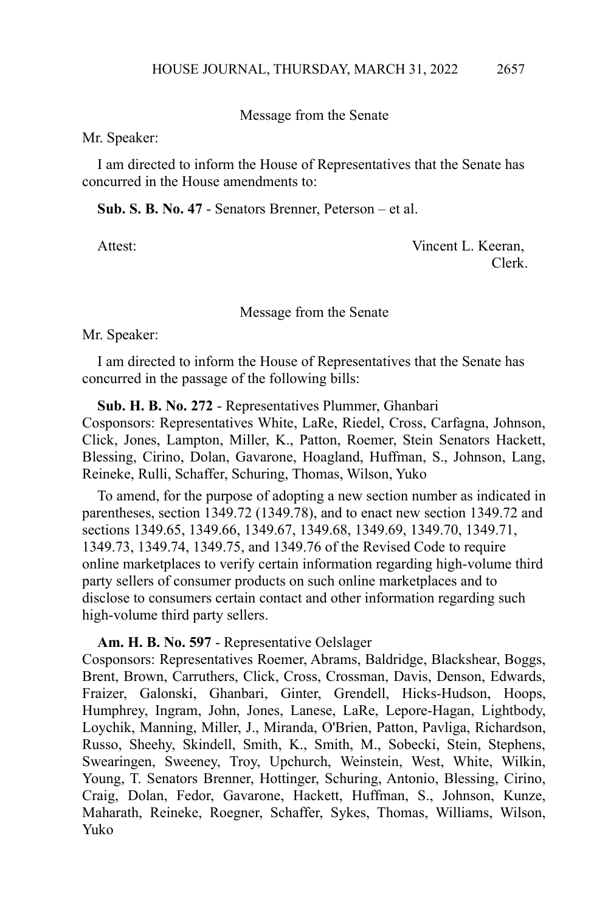Message from the Senate

Mr. Speaker:

I am directed to inform the House of Representatives that the Senate has concurred in the House amendments to:

**Sub. S. B. No. 47** - Senators Brenner, Peterson – et al.

Attest: Vincent L. Keeran,
Clerk.

Message from the Senate

Mr. Speaker:

I am directed to inform the House of Representatives that the Senate has concurred in the passage of the following bills:

**Sub. H. B. No. 272** - Representatives Plummer, Ghanbari
Cosponsors: Representatives White, LaRe, Riedel, Cross, Carfagna, Johnson, Click, Jones, Lampton, Miller, K., Patton, Roemer, Stein Senators Hackett, Blessing, Cirino, Dolan, Gavarone, Hoagland, Huffman, S., Johnson, Lang, Reineke, Rulli, Schaffer, Schuring, Thomas, Wilson, Yuko

To amend, for the purpose of adopting a new section number as indicated in parentheses, section 1349.72 (1349.78), and to enact new section 1349.72 and sections 1349.65, 1349.66, 1349.67, 1349.68, 1349.69, 1349.70, 1349.71, 1349.73, 1349.74, 1349.75, and 1349.76 of the Revised Code to require online marketplaces to verify certain information regarding high-volume third party sellers of consumer products on such online marketplaces and to disclose to consumers certain contact and other information regarding such high-volume third party sellers.

**Am. H. B. No. 597** - Representative Oelslager
Cosponsors: Representatives Roemer, Abrams, Baldridge, Blackshear, Boggs, Brent, Brown, Carruthers, Click, Cross, Crossman, Davis, Denson, Edwards, Fraizer, Galonski, Ghanbari, Ginter, Grendell, Hicks-Hudson, Hoops, Humphrey, Ingram, John, Jones, Lanese, LaRe, Lepore-Hagan, Lightbody, Loychik, Manning, Miller, J., Miranda, O'Brien, Patton, Pavliga, Richardson, Russo, Sheehy, Skindell, Smith, K., Smith, M., Sobecki, Stein, Stephens, Swearingen, Sweeney, Troy, Upchurch, Weinstein, West, White, Wilkin, Young, T. Senators Brenner, Hottinger, Schuring, Antonio, Blessing, Cirino, Craig, Dolan, Fedor, Gavarone, Hackett, Huffman, S., Johnson, Kunze, Maharath, Reineke, Roegner, Schaffer, Sykes, Thomas, Williams, Wilson, Yuko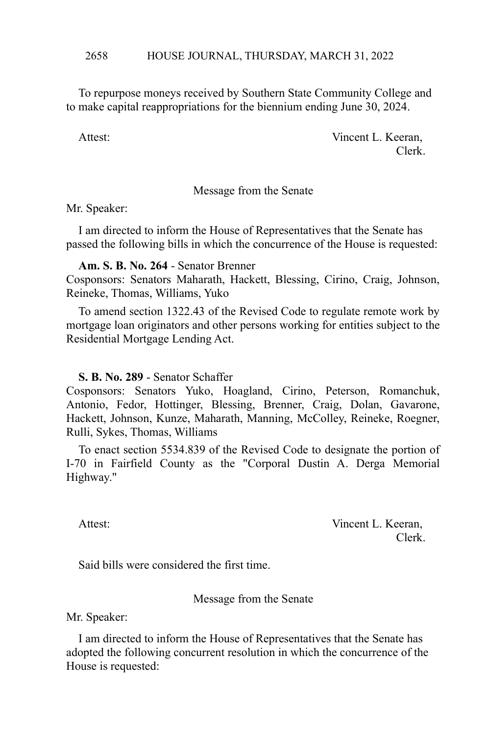To repurpose moneys received by Southern State Community College and to make capital reappropriations for the biennium ending June 30, 2024.

Attest: Vincent L. Keeran,
Clerk.

Message from the Senate

Mr. Speaker:

I am directed to inform the House of Representatives that the Senate has passed the following bills in which the concurrence of the House is requested:

**Am. S. B. No. 264** - Senator Brenner
Cosponsors: Senators Maharath, Hackett, Blessing, Cirino, Craig, Johnson, Reineke, Thomas, Williams, Yuko

To amend section 1322.43 of the Revised Code to regulate remote work by mortgage loan originators and other persons working for entities subject to the Residential Mortgage Lending Act.

**S. B. No. 289** - Senator Schaffer
Cosponsors: Senators Yuko, Hoagland, Cirino, Peterson, Romanchuk, Antonio, Fedor, Hottinger, Blessing, Brenner, Craig, Dolan, Gavarone, Hackett, Johnson, Kunze, Maharath, Manning, McColley, Reineke, Roegner, Rulli, Sykes, Thomas, Williams

To enact section 5534.839 of the Revised Code to designate the portion of I-70 in Fairfield County as the "Corporal Dustin A. Derga Memorial Highway."

Attest: Vincent L. Keeran,
Clerk.

Said bills were considered the first time.

Message from the Senate

Mr. Speaker:

I am directed to inform the House of Representatives that the Senate has adopted the following concurrent resolution in which the concurrence of the House is requested: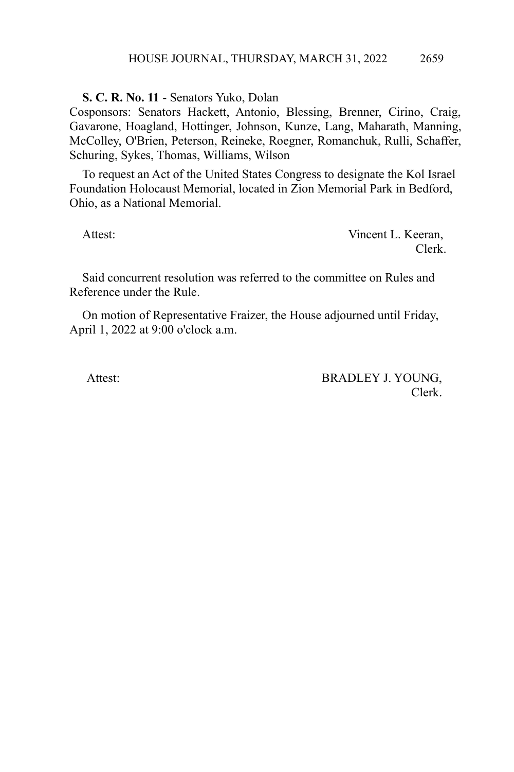**S. C. R. No. 11** - Senators Yuko, Dolan

Cosponsors: Senators Hackett, Antonio, Blessing, Brenner, Cirino, Craig, Gavarone, Hoagland, Hottinger, Johnson, Kunze, Lang, Maharath, Manning, McColley, O'Brien, Peterson, Reineke, Roegner, Romanchuk, Rulli, Schaffer, Schuring, Sykes, Thomas, Williams, Wilson

To request an Act of the United States Congress to designate the Kol Israel Foundation Holocaust Memorial, located in Zion Memorial Park in Bedford, Ohio, as a National Memorial.

Attest: Vincent L. Keeran,
Clerk.

Said concurrent resolution was referred to the committee on Rules and Reference under the Rule.

On motion of Representative Fraizer, the House adjourned until Friday, April 1, 2022 at 9:00 o'clock a.m.

Attest: BRADLEY J. YOUNG,
Clerk.